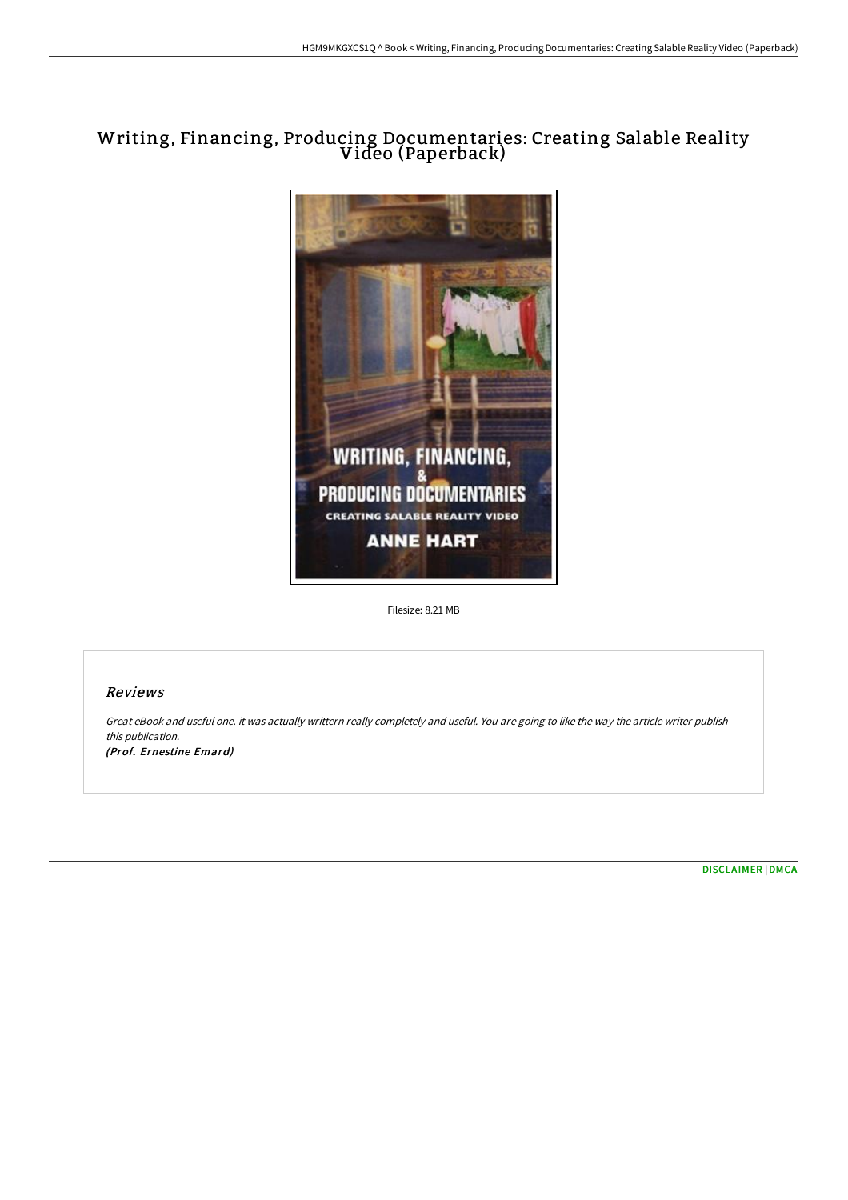# Writing, Financing, Producing Documentaries: Creating Salable Reality Video (Paperback)

Filesize: 8.21 MB

## *Reviews*

*Great eBook and useful one. it was actually writtern really completely and useful. You are going to like the way the article writer publish this publication.*

***(Prof. Ernestine Emard)***

DISCLAIMER | DMCA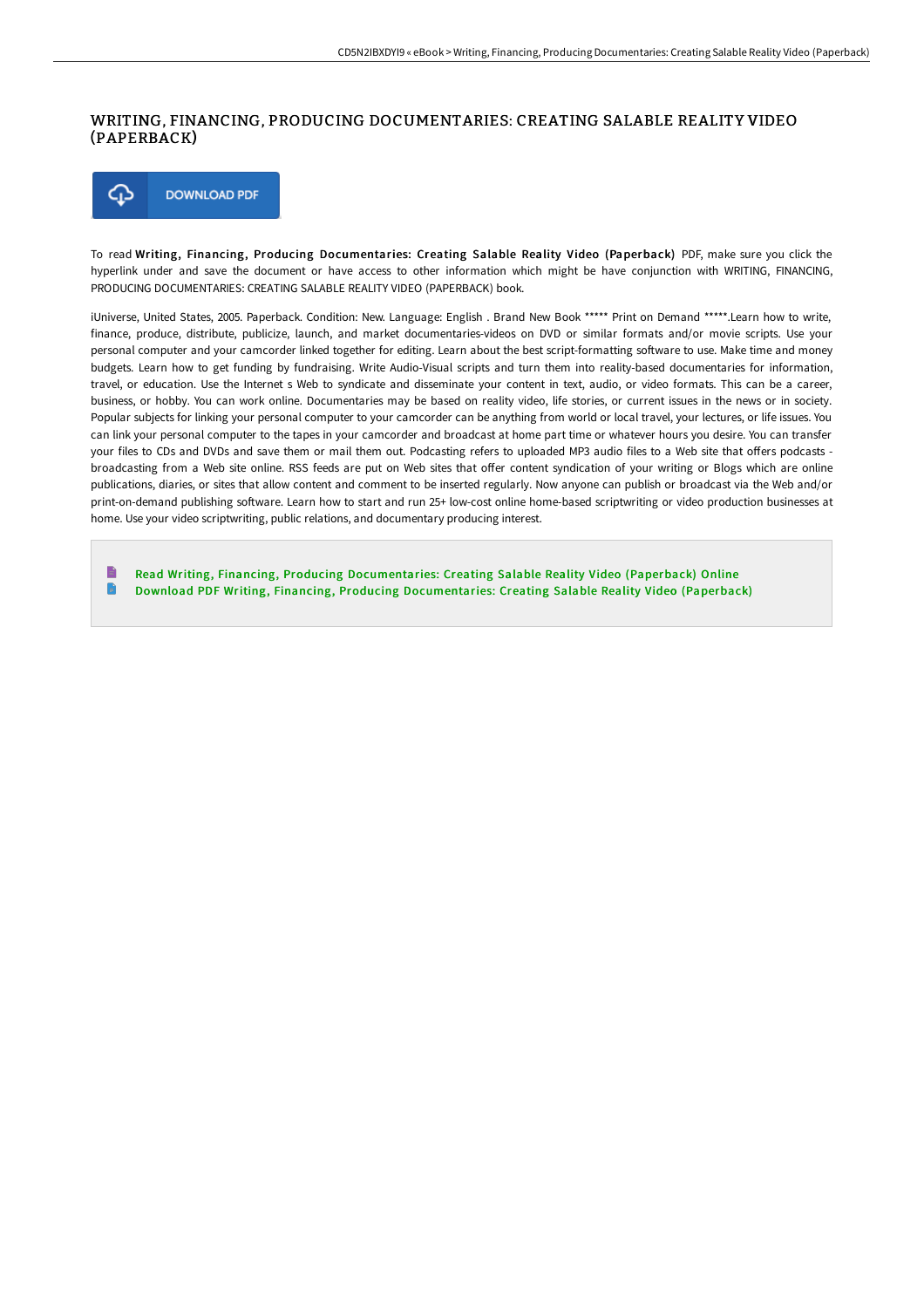# WRITING, FINANCING, PRODUCING DOCUMENTARIES: CREATING SALABLE REALITY VIDEO (PAPERBACK)

DOWNLOAD PDF

To read **Writing, Financing, Producing Documentaries: Creating Salable Reality Video (Paperback)** PDF, make sure you click the hyperlink under and save the document or have access to other information which might be have conjunction with WRITING, FINANCING, PRODUCING DOCUMENTARIES: CREATING SALABLE REALITY VIDEO (PAPERBACK) book.

iUniverse, United States, 2005. Paperback. Condition: New. Language: English . Brand New Book ***** Print on Demand *****.Learn how to write, finance, produce, distribute, publicize, launch, and market documentaries-videos on DVD or similar formats and/or movie scripts. Use your personal computer and your camcorder linked together for editing. Learn about the best script-formatting software to use. Make time and money budgets. Learn how to get funding by fundraising. Write Audio-Visual scripts and turn them into reality-based documentaries for information, travel, or education. Use the Internet s Web to syndicate and disseminate your content in text, audio, or video formats. This can be a career, business, or hobby. You can work online. Documentaries may be based on reality video, life stories, or current issues in the news or in society. Popular subjects for linking your personal computer to your camcorder can be anything from world or local travel, your lectures, or life issues. You can link your personal computer to the tapes in your camcorder and broadcast at home part time or whatever hours you desire. You can transfer your files to CDs and DVDs and save them or mail them out. Podcasting refers to uploaded MP3 audio files to a Web site that offers podcasts - broadcasting from a Web site online. RSS feeds are put on Web sites that offer content syndication of your writing or Blogs which are online publications, diaries, or sites that allow content and comment to be inserted regularly. Now anyone can publish or broadcast via the Web and/or print-on-demand publishing software. Learn how to start and run 25+ low-cost online home-based scriptwriting or video production businesses at home. Use your video scriptwriting, public relations, and documentary producing interest.

- Read Writing, Financing, Producing Documentaries: Creating Salable Reality Video (Paperback) Online
- Download PDF Writing, Financing, Producing Documentaries: Creating Salable Reality Video (Paperback)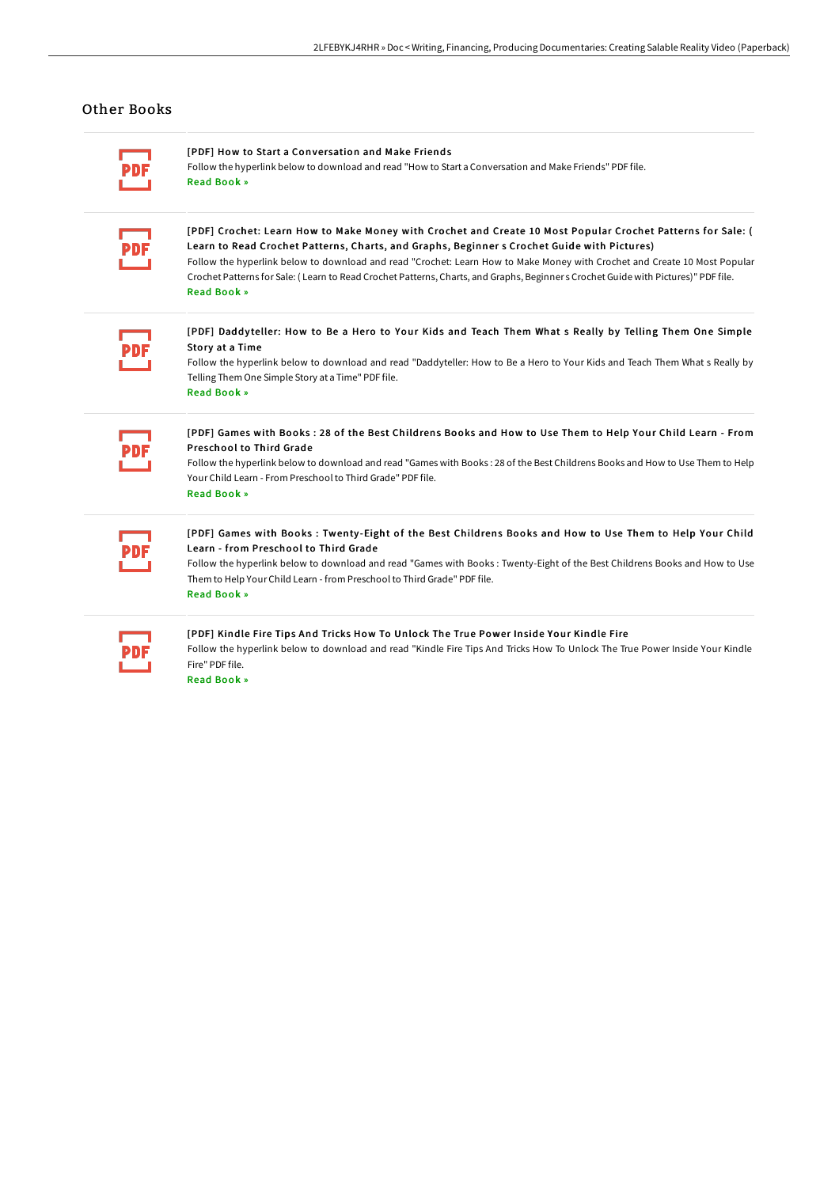## Other Books

**[PDF] How to Start a Conversation and Make Friends**
Follow the hyperlink below to download and read "How to Start a Conversation and Make Friends" PDF file.
Read Book »

**[PDF] Crochet: Learn How to Make Money with Crochet and Create 10 Most Popular Crochet Patterns for Sale: ( Learn to Read Crochet Patterns, Charts, and Graphs, Beginner s Crochet Guide with Pictures)**
Follow the hyperlink below to download and read "Crochet: Learn How to Make Money with Crochet and Create 10 Most Popular Crochet Patterns for Sale: ( Learn to Read Crochet Patterns, Charts, and Graphs, Beginner s Crochet Guide with Pictures)" PDF file.
Read Book »

**[PDF] Daddyteller: How to Be a Hero to Your Kids and Teach Them What s Really by Telling Them One Simple Story at a Time**
Follow the hyperlink below to download and read "Daddyteller: How to Be a Hero to Your Kids and Teach Them What s Really by Telling Them One Simple Story at a Time" PDF file.
Read Book »

**[PDF] Games with Books : 28 of the Best Childrens Books and How to Use Them to Help Your Child Learn - From Preschool to Third Grade**
Follow the hyperlink below to download and read "Games with Books : 28 of the Best Childrens Books and How to Use Them to Help Your Child Learn - From Preschool to Third Grade" PDF file.
Read Book »

**[PDF] Games with Books : Twenty-Eight of the Best Childrens Books and How to Use Them to Help Your Child Learn - from Preschool to Third Grade**
Follow the hyperlink below to download and read "Games with Books : Twenty-Eight of the Best Childrens Books and How to Use Them to Help Your Child Learn - from Preschool to Third Grade" PDF file.
Read Book »

**[PDF] Kindle Fire Tips And Tricks How To Unlock The True Power Inside Your Kindle Fire**
Follow the hyperlink below to download and read "Kindle Fire Tips And Tricks How To Unlock The True Power Inside Your Kindle Fire" PDF file.
Read Book »